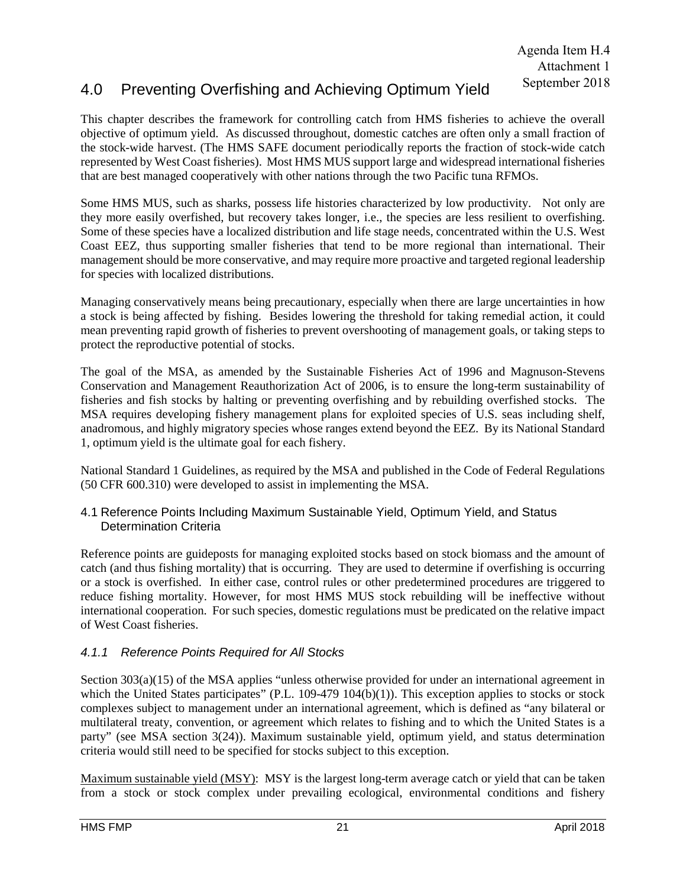Agenda Item H.4
Attachment 1
September 2018

# 4.0 Preventing Overfishing and Achieving Optimum Yield

This chapter describes the framework for controlling catch from HMS fisheries to achieve the overall objective of optimum yield. As discussed throughout, domestic catches are often only a small fraction of the stock-wide harvest. (The HMS SAFE document periodically reports the fraction of stock-wide catch represented by West Coast fisheries). Most HMS MUS support large and widespread international fisheries that are best managed cooperatively with other nations through the two Pacific tuna RFMOs.

Some HMS MUS, such as sharks, possess life histories characterized by low productivity. Not only are they more easily overfished, but recovery takes longer, i.e., the species are less resilient to overfishing. Some of these species have a localized distribution and life stage needs, concentrated within the U.S. West Coast EEZ, thus supporting smaller fisheries that tend to be more regional than international. Their management should be more conservative, and may require more proactive and targeted regional leadership for species with localized distributions.

Managing conservatively means being precautionary, especially when there are large uncertainties in how a stock is being affected by fishing. Besides lowering the threshold for taking remedial action, it could mean preventing rapid growth of fisheries to prevent overshooting of management goals, or taking steps to protect the reproductive potential of stocks.

The goal of the MSA, as amended by the Sustainable Fisheries Act of 1996 and Magnuson-Stevens Conservation and Management Reauthorization Act of 2006, is to ensure the long-term sustainability of fisheries and fish stocks by halting or preventing overfishing and by rebuilding overfished stocks. The MSA requires developing fishery management plans for exploited species of U.S. seas including shelf, anadromous, and highly migratory species whose ranges extend beyond the EEZ. By its National Standard 1, optimum yield is the ultimate goal for each fishery.

National Standard 1 Guidelines, as required by the MSA and published in the Code of Federal Regulations (50 CFR 600.310) were developed to assist in implementing the MSA.

## 4.1 Reference Points Including Maximum Sustainable Yield, Optimum Yield, and Status Determination Criteria

Reference points are guideposts for managing exploited stocks based on stock biomass and the amount of catch (and thus fishing mortality) that is occurring. They are used to determine if overfishing is occurring or a stock is overfished. In either case, control rules or other predetermined procedures are triggered to reduce fishing mortality. However, for most HMS MUS stock rebuilding will be ineffective without international cooperation. For such species, domestic regulations must be predicated on the relative impact of West Coast fisheries.

### *4.1.1 Reference Points Required for All Stocks*

Section 303(a)(15) of the MSA applies "unless otherwise provided for under an international agreement in which the United States participates" (P.L. 109-479 104(b)(1)). This exception applies to stocks or stock complexes subject to management under an international agreement, which is defined as "any bilateral or multilateral treaty, convention, or agreement which relates to fishing and to which the United States is a party" (see MSA section 3(24)). Maximum sustainable yield, optimum yield, and status determination criteria would still need to be specified for stocks subject to this exception.

Maximum sustainable yield (MSY): MSY is the largest long-term average catch or yield that can be taken from a stock or stock complex under prevailing ecological, environmental conditions and fishery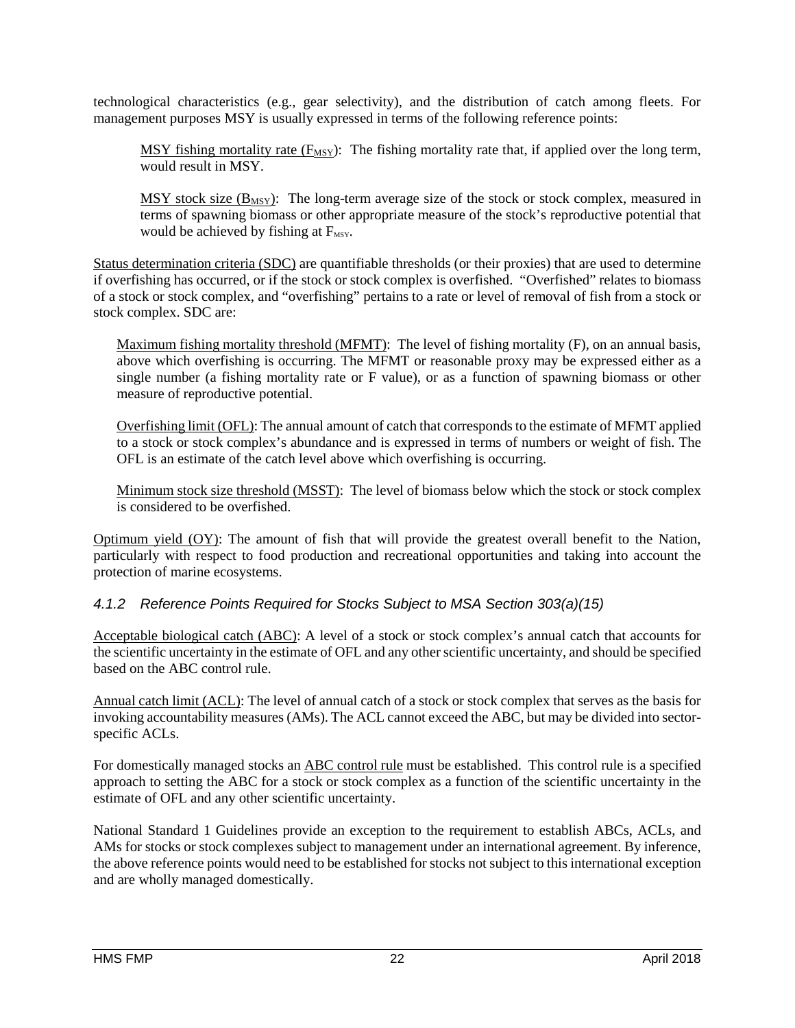technological characteristics (e.g., gear selectivity), and the distribution of catch among fleets. For management purposes MSY is usually expressed in terms of the following reference points:

> MSY fishing mortality rate ($F_{MSY}$): The fishing mortality rate that, if applied over the long term, would result in MSY.
>
> MSY stock size ($B_{MSY}$): The long-term average size of the stock or stock complex, measured in terms of spawning biomass or other appropriate measure of the stock's reproductive potential that would be achieved by fishing at $F_{MSY}$.

Status determination criteria (SDC) are quantifiable thresholds (or their proxies) that are used to determine if overfishing has occurred, or if the stock or stock complex is overfished. "Overfished" relates to biomass of a stock or stock complex, and "overfishing" pertains to a rate or level of removal of fish from a stock or stock complex. SDC are:

> Maximum fishing mortality threshold (MFMT): The level of fishing mortality (F), on an annual basis, above which overfishing is occurring. The MFMT or reasonable proxy may be expressed either as a single number (a fishing mortality rate or F value), or as a function of spawning biomass or other measure of reproductive potential.
>
> Overfishing limit (OFL): The annual amount of catch that corresponds to the estimate of MFMT applied to a stock or stock complex's abundance and is expressed in terms of numbers or weight of fish. The OFL is an estimate of the catch level above which overfishing is occurring.
>
> Minimum stock size threshold (MSST): The level of biomass below which the stock or stock complex is considered to be overfished.

Optimum yield (OY): The amount of fish that will provide the greatest overall benefit to the Nation, particularly with respect to food production and recreational opportunities and taking into account the protection of marine ecosystems.

### *4.1.2 Reference Points Required for Stocks Subject to MSA Section 303(a)(15)*

Acceptable biological catch (ABC): A level of a stock or stock complex's annual catch that accounts for the scientific uncertainty in the estimate of OFL and any other scientific uncertainty, and should be specified based on the ABC control rule.

Annual catch limit (ACL): The level of annual catch of a stock or stock complex that serves as the basis for invoking accountability measures (AMs). The ACL cannot exceed the ABC, but may be divided into sector-specific ACLs.

For domestically managed stocks an ABC control rule must be established. This control rule is a specified approach to setting the ABC for a stock or stock complex as a function of the scientific uncertainty in the estimate of OFL and any other scientific uncertainty.

National Standard 1 Guidelines provide an exception to the requirement to establish ABCs, ACLs, and AMs for stocks or stock complexes subject to management under an international agreement. By inference, the above reference points would need to be established for stocks not subject to this international exception and are wholly managed domestically.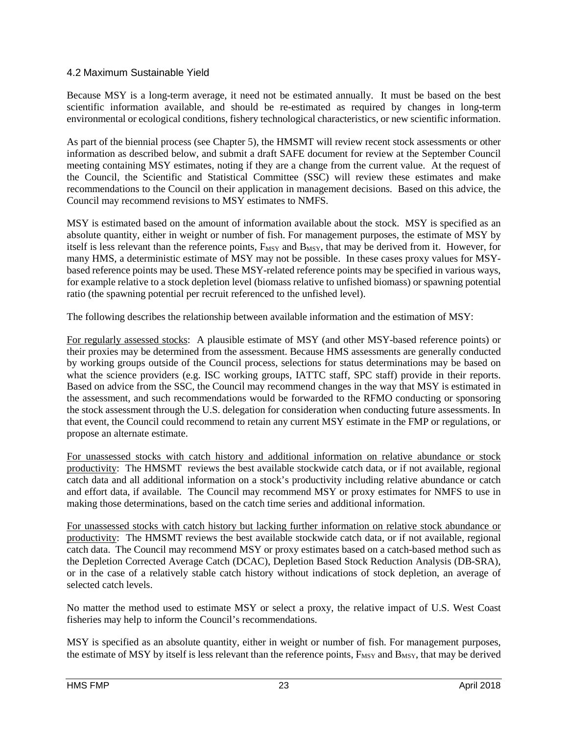## 4.2 Maximum Sustainable Yield

Because MSY is a long-term average, it need not be estimated annually. It must be based on the best scientific information available, and should be re-estimated as required by changes in long-term environmental or ecological conditions, fishery technological characteristics, or new scientific information.

As part of the biennial process (see Chapter 5), the HMSMT will review recent stock assessments or other information as described below, and submit a draft SAFE document for review at the September Council meeting containing MSY estimates, noting if they are a change from the current value. At the request of the Council, the Scientific and Statistical Committee (SSC) will review these estimates and make recommendations to the Council on their application in management decisions. Based on this advice, the Council may recommend revisions to MSY estimates to NMFS.

MSY is estimated based on the amount of information available about the stock. MSY is specified as an absolute quantity, either in weight or number of fish. For management purposes, the estimate of MSY by itself is less relevant than the reference points, $F_{MSY}$ and $B_{MSY}$, that may be derived from it. However, for many HMS, a deterministic estimate of MSY may not be possible. In these cases proxy values for MSY-based reference points may be used. These MSY-related reference points may be specified in various ways, for example relative to a stock depletion level (biomass relative to unfished biomass) or spawning potential ratio (the spawning potential per recruit referenced to the unfished level).

The following describes the relationship between available information and the estimation of MSY:

For regularly assessed stocks: A plausible estimate of MSY (and other MSY-based reference points) or their proxies may be determined from the assessment. Because HMS assessments are generally conducted by working groups outside of the Council process, selections for status determinations may be based on what the science providers (e.g. ISC working groups, IATTC staff, SPC staff) provide in their reports. Based on advice from the SSC, the Council may recommend changes in the way that MSY is estimated in the assessment, and such recommendations would be forwarded to the RFMO conducting or sponsoring the stock assessment through the U.S. delegation for consideration when conducting future assessments. In that event, the Council could recommend to retain any current MSY estimate in the FMP or regulations, or propose an alternate estimate.

For unassessed stocks with catch history and additional information on relative abundance or stock productivity: The HMSMT reviews the best available stockwide catch data, or if not available, regional catch data and all additional information on a stock's productivity including relative abundance or catch and effort data, if available. The Council may recommend MSY or proxy estimates for NMFS to use in making those determinations, based on the catch time series and additional information.

For unassessed stocks with catch history but lacking further information on relative stock abundance or productivity: The HMSMT reviews the best available stockwide catch data, or if not available, regional catch data. The Council may recommend MSY or proxy estimates based on a catch-based method such as the Depletion Corrected Average Catch (DCAC), Depletion Based Stock Reduction Analysis (DB-SRA), or in the case of a relatively stable catch history without indications of stock depletion, an average of selected catch levels.

No matter the method used to estimate MSY or select a proxy, the relative impact of U.S. West Coast fisheries may help to inform the Council's recommendations.

MSY is specified as an absolute quantity, either in weight or number of fish. For management purposes, the estimate of MSY by itself is less relevant than the reference points, $F_{MSY}$ and $B_{MSY}$, that may be derived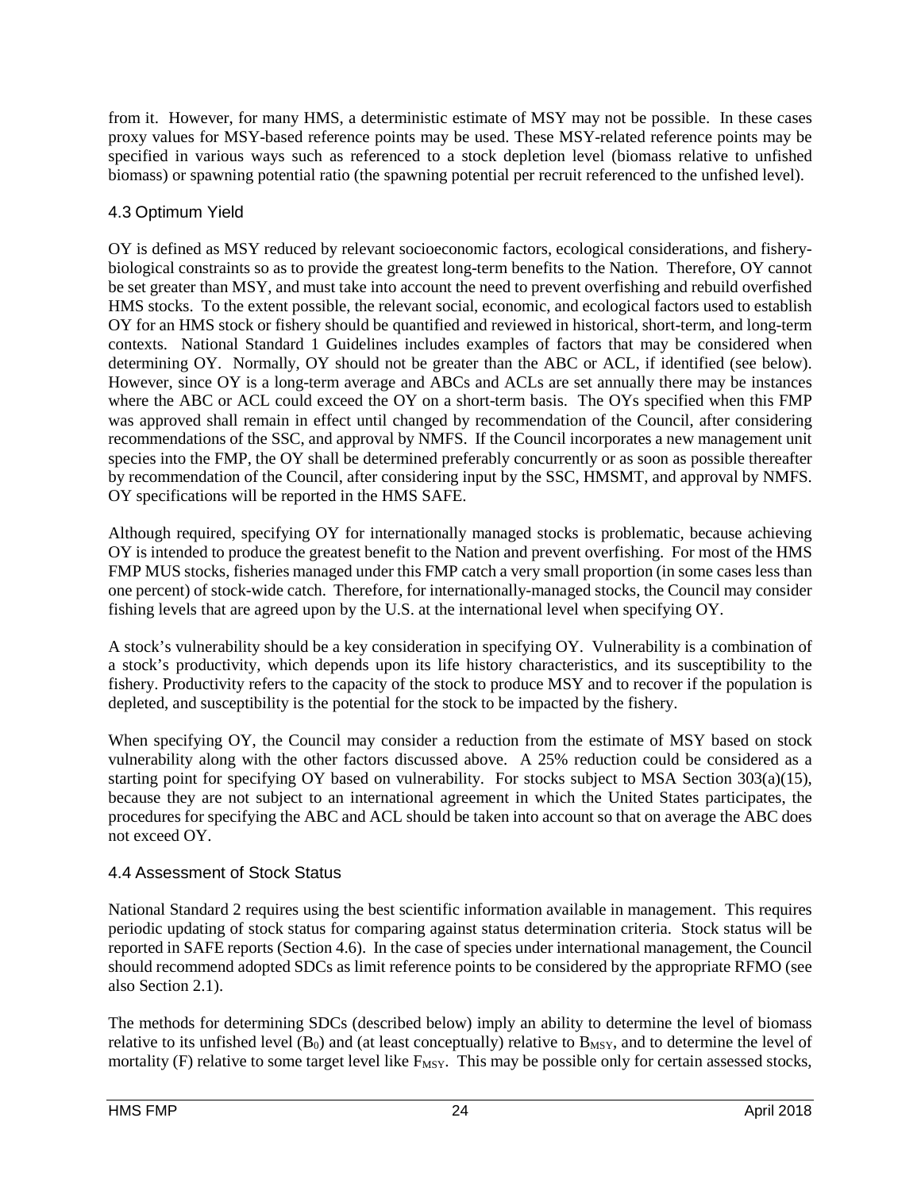from it. However, for many HMS, a deterministic estimate of MSY may not be possible. In these cases proxy values for MSY-based reference points may be used. These MSY-related reference points may be specified in various ways such as referenced to a stock depletion level (biomass relative to unfished biomass) or spawning potential ratio (the spawning potential per recruit referenced to the unfished level).

## 4.3 Optimum Yield

OY is defined as MSY reduced by relevant socioeconomic factors, ecological considerations, and fishery-biological constraints so as to provide the greatest long-term benefits to the Nation. Therefore, OY cannot be set greater than MSY, and must take into account the need to prevent overfishing and rebuild overfished HMS stocks. To the extent possible, the relevant social, economic, and ecological factors used to establish OY for an HMS stock or fishery should be quantified and reviewed in historical, short-term, and long-term contexts. National Standard 1 Guidelines includes examples of factors that may be considered when determining OY. Normally, OY should not be greater than the ABC or ACL, if identified (see below). However, since OY is a long-term average and ABCs and ACLs are set annually there may be instances where the ABC or ACL could exceed the OY on a short-term basis. The OYs specified when this FMP was approved shall remain in effect until changed by recommendation of the Council, after considering recommendations of the SSC, and approval by NMFS. If the Council incorporates a new management unit species into the FMP, the OY shall be determined preferably concurrently or as soon as possible thereafter by recommendation of the Council, after considering input by the SSC, HMSMT, and approval by NMFS. OY specifications will be reported in the HMS SAFE.

Although required, specifying OY for internationally managed stocks is problematic, because achieving OY is intended to produce the greatest benefit to the Nation and prevent overfishing. For most of the HMS FMP MUS stocks, fisheries managed under this FMP catch a very small proportion (in some cases less than one percent) of stock-wide catch. Therefore, for internationally-managed stocks, the Council may consider fishing levels that are agreed upon by the U.S. at the international level when specifying OY.

A stock's vulnerability should be a key consideration in specifying OY. Vulnerability is a combination of a stock's productivity, which depends upon its life history characteristics, and its susceptibility to the fishery. Productivity refers to the capacity of the stock to produce MSY and to recover if the population is depleted, and susceptibility is the potential for the stock to be impacted by the fishery.

When specifying OY, the Council may consider a reduction from the estimate of MSY based on stock vulnerability along with the other factors discussed above. A 25% reduction could be considered as a starting point for specifying OY based on vulnerability. For stocks subject to MSA Section 303(a)(15), because they are not subject to an international agreement in which the United States participates, the procedures for specifying the ABC and ACL should be taken into account so that on average the ABC does not exceed OY.

## 4.4 Assessment of Stock Status

National Standard 2 requires using the best scientific information available in management. This requires periodic updating of stock status for comparing against status determination criteria. Stock status will be reported in SAFE reports (Section 4.6). In the case of species under international management, the Council should recommend adopted SDCs as limit reference points to be considered by the appropriate RFMO (see also Section 2.1).

The methods for determining SDCs (described below) imply an ability to determine the level of biomass relative to its unfished level ($B_0$) and (at least conceptually) relative to $B_{MSY}$, and to determine the level of mortality (F) relative to some target level like $F_{MSY}$. This may be possible only for certain assessed stocks,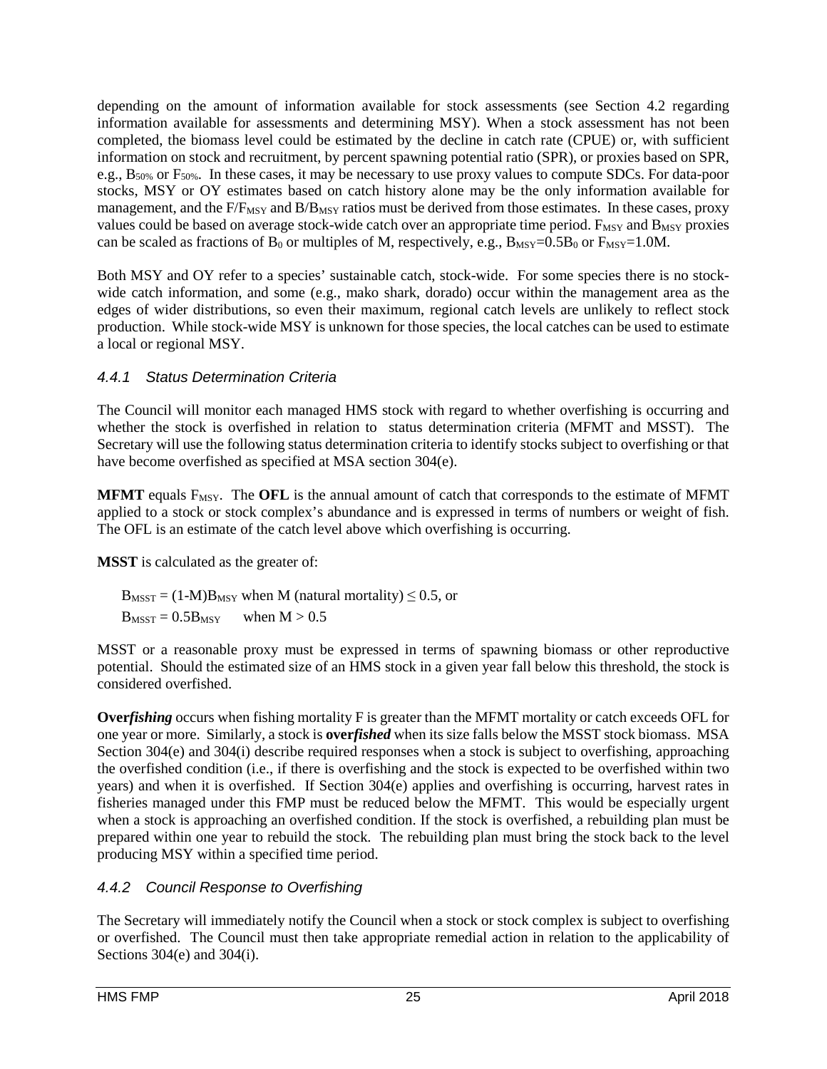depending on the amount of information available for stock assessments (see Section 4.2 regarding information available for assessments and determining MSY). When a stock assessment has not been completed, the biomass level could be estimated by the decline in catch rate (CPUE) or, with sufficient information on stock and recruitment, by percent spawning potential ratio (SPR), or proxies based on SPR, e.g., $B_{50\%}$ or $F_{50\%}$. In these cases, it may be necessary to use proxy values to compute SDCs. For data-poor stocks, MSY or OY estimates based on catch history alone may be the only information available for management, and the $F/F_{MSY}$ and $B/B_{MSY}$ ratios must be derived from those estimates. In these cases, proxy values could be based on average stock-wide catch over an appropriate time period. $F_{MSY}$ and $B_{MSY}$ proxies can be scaled as fractions of $B_0$ or multiples of M, respectively, e.g., $B_{MSY}$=0.5$B_0$ or $F_{MSY}$=1.0M.

Both MSY and OY refer to a species' sustainable catch, stock-wide. For some species there is no stock-wide catch information, and some (e.g., mako shark, dorado) occur within the management area as the edges of wider distributions, so even their maximum, regional catch levels are unlikely to reflect stock production. While stock-wide MSY is unknown for those species, the local catches can be used to estimate a local or regional MSY.

### *4.4.1 Status Determination Criteria*

The Council will monitor each managed HMS stock with regard to whether overfishing is occurring and whether the stock is overfished in relation to status determination criteria (MFMT and MSST). The Secretary will use the following status determination criteria to identify stocks subject to overfishing or that have become overfished as specified at MSA section 304(e).

**MFMT** equals $F_{MSY}$. The **OFL** is the annual amount of catch that corresponds to the estimate of MFMT applied to a stock or stock complex's abundance and is expressed in terms of numbers or weight of fish. The OFL is an estimate of the catch level above which overfishing is occurring.

**MSST** is calculated as the greater of:

$B_{MSST} = (1\text{-}M)B_{MSY}$ when M (natural mortality) $\leq 0.5$, or
$B_{MSST} = 0.5B_{MSY}$ when $M > 0.5$

MSST or a reasonable proxy must be expressed in terms of spawning biomass or other reproductive potential. Should the estimated size of an HMS stock in a given year fall below this threshold, the stock is considered overfished.

**Over*fishing*** occurs when fishing mortality F is greater than the MFMT mortality or catch exceeds OFL for one year or more. Similarly, a stock is **over*fished*** when its size falls below the MSST stock biomass. MSA Section 304(e) and 304(i) describe required responses when a stock is subject to overfishing, approaching the overfished condition (i.e., if there is overfishing and the stock is expected to be overfished within two years) and when it is overfished. If Section 304(e) applies and overfishing is occurring, harvest rates in fisheries managed under this FMP must be reduced below the MFMT. This would be especially urgent when a stock is approaching an overfished condition. If the stock is overfished, a rebuilding plan must be prepared within one year to rebuild the stock. The rebuilding plan must bring the stock back to the level producing MSY within a specified time period.

### *4.4.2 Council Response to Overfishing*

The Secretary will immediately notify the Council when a stock or stock complex is subject to overfishing or overfished. The Council must then take appropriate remedial action in relation to the applicability of Sections 304(e) and 304(i).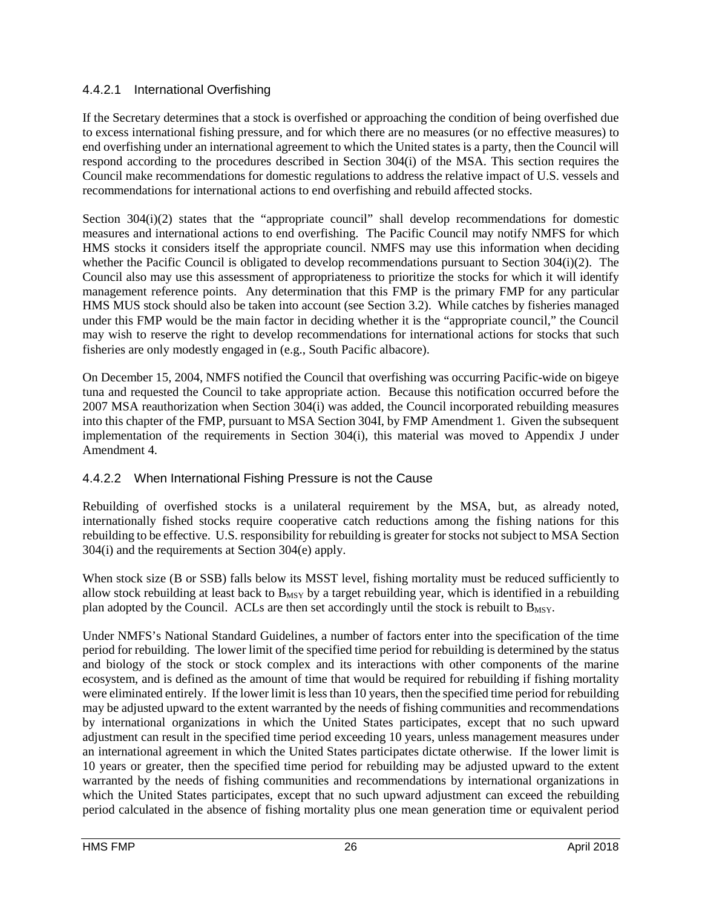#### 4.4.2.1 International Overfishing

If the Secretary determines that a stock is overfished or approaching the condition of being overfished due to excess international fishing pressure, and for which there are no measures (or no effective measures) to end overfishing under an international agreement to which the United states is a party, then the Council will respond according to the procedures described in Section 304(i) of the MSA. This section requires the Council make recommendations for domestic regulations to address the relative impact of U.S. vessels and recommendations for international actions to end overfishing and rebuild affected stocks.

Section 304(i)(2) states that the "appropriate council" shall develop recommendations for domestic measures and international actions to end overfishing. The Pacific Council may notify NMFS for which HMS stocks it considers itself the appropriate council. NMFS may use this information when deciding whether the Pacific Council is obligated to develop recommendations pursuant to Section 304(i)(2). The Council also may use this assessment of appropriateness to prioritize the stocks for which it will identify management reference points. Any determination that this FMP is the primary FMP for any particular HMS MUS stock should also be taken into account (see Section 3.2). While catches by fisheries managed under this FMP would be the main factor in deciding whether it is the "appropriate council," the Council may wish to reserve the right to develop recommendations for international actions for stocks that such fisheries are only modestly engaged in (e.g., South Pacific albacore).

On December 15, 2004, NMFS notified the Council that overfishing was occurring Pacific-wide on bigeye tuna and requested the Council to take appropriate action. Because this notification occurred before the 2007 MSA reauthorization when Section 304(i) was added, the Council incorporated rebuilding measures into this chapter of the FMP, pursuant to MSA Section 304I, by FMP Amendment 1. Given the subsequent implementation of the requirements in Section 304(i), this material was moved to Appendix J under Amendment 4.

#### 4.4.2.2 When International Fishing Pressure is not the Cause

Rebuilding of overfished stocks is a unilateral requirement by the MSA, but, as already noted, internationally fished stocks require cooperative catch reductions among the fishing nations for this rebuilding to be effective. U.S. responsibility for rebuilding is greater for stocks not subject to MSA Section 304(i) and the requirements at Section 304(e) apply.

When stock size (B or SSB) falls below its MSST level, fishing mortality must be reduced sufficiently to allow stock rebuilding at least back to $B_{MSY}$ by a target rebuilding year, which is identified in a rebuilding plan adopted by the Council. ACLs are then set accordingly until the stock is rebuilt to $B_{MSY}$.

Under NMFS's National Standard Guidelines, a number of factors enter into the specification of the time period for rebuilding. The lower limit of the specified time period for rebuilding is determined by the status and biology of the stock or stock complex and its interactions with other components of the marine ecosystem, and is defined as the amount of time that would be required for rebuilding if fishing mortality were eliminated entirely. If the lower limit is less than 10 years, then the specified time period for rebuilding may be adjusted upward to the extent warranted by the needs of fishing communities and recommendations by international organizations in which the United States participates, except that no such upward adjustment can result in the specified time period exceeding 10 years, unless management measures under an international agreement in which the United States participates dictate otherwise. If the lower limit is 10 years or greater, then the specified time period for rebuilding may be adjusted upward to the extent warranted by the needs of fishing communities and recommendations by international organizations in which the United States participates, except that no such upward adjustment can exceed the rebuilding period calculated in the absence of fishing mortality plus one mean generation time or equivalent period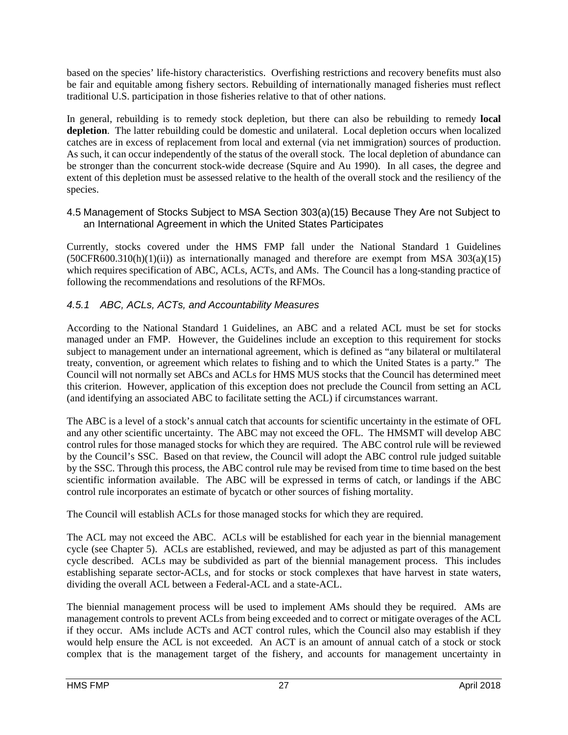based on the species' life-history characteristics. Overfishing restrictions and recovery benefits must also be fair and equitable among fishery sectors. Rebuilding of internationally managed fisheries must reflect traditional U.S. participation in those fisheries relative to that of other nations.

In general, rebuilding is to remedy stock depletion, but there can also be rebuilding to remedy **local depletion**. The latter rebuilding could be domestic and unilateral. Local depletion occurs when localized catches are in excess of replacement from local and external (via net immigration) sources of production. As such, it can occur independently of the status of the overall stock. The local depletion of abundance can be stronger than the concurrent stock-wide decrease (Squire and Au 1990). In all cases, the degree and extent of this depletion must be assessed relative to the health of the overall stock and the resiliency of the species.

## 4.5 Management of Stocks Subject to MSA Section 303(a)(15) Because They Are not Subject to an International Agreement in which the United States Participates

Currently, stocks covered under the HMS FMP fall under the National Standard 1 Guidelines (50CFR600.310(h)(1)(ii)) as internationally managed and therefore are exempt from MSA 303(a)(15) which requires specification of ABC, ACLs, ACTs, and AMs. The Council has a long-standing practice of following the recommendations and resolutions of the RFMOs.

### *4.5.1 ABC, ACLs, ACTs, and Accountability Measures*

According to the National Standard 1 Guidelines, an ABC and a related ACL must be set for stocks managed under an FMP. However, the Guidelines include an exception to this requirement for stocks subject to management under an international agreement, which is defined as "any bilateral or multilateral treaty, convention, or agreement which relates to fishing and to which the United States is a party." The Council will not normally set ABCs and ACLs for HMS MUS stocks that the Council has determined meet this criterion. However, application of this exception does not preclude the Council from setting an ACL (and identifying an associated ABC to facilitate setting the ACL) if circumstances warrant.

The ABC is a level of a stock's annual catch that accounts for scientific uncertainty in the estimate of OFL and any other scientific uncertainty. The ABC may not exceed the OFL. The HMSMT will develop ABC control rules for those managed stocks for which they are required. The ABC control rule will be reviewed by the Council's SSC. Based on that review, the Council will adopt the ABC control rule judged suitable by the SSC. Through this process, the ABC control rule may be revised from time to time based on the best scientific information available. The ABC will be expressed in terms of catch, or landings if the ABC control rule incorporates an estimate of bycatch or other sources of fishing mortality.

The Council will establish ACLs for those managed stocks for which they are required.

The ACL may not exceed the ABC. ACLs will be established for each year in the biennial management cycle (see Chapter 5). ACLs are established, reviewed, and may be adjusted as part of this management cycle described. ACLs may be subdivided as part of the biennial management process. This includes establishing separate sector-ACLs, and for stocks or stock complexes that have harvest in state waters, dividing the overall ACL between a Federal-ACL and a state-ACL.

The biennial management process will be used to implement AMs should they be required. AMs are management controls to prevent ACLs from being exceeded and to correct or mitigate overages of the ACL if they occur. AMs include ACTs and ACT control rules, which the Council also may establish if they would help ensure the ACL is not exceeded. An ACT is an amount of annual catch of a stock or stock complex that is the management target of the fishery, and accounts for management uncertainty in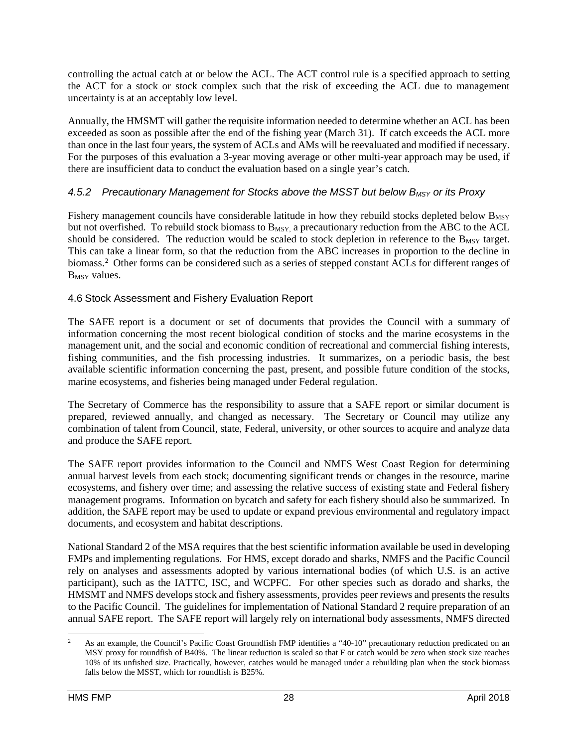controlling the actual catch at or below the ACL. The ACT control rule is a specified approach to setting the ACT for a stock or stock complex such that the risk of exceeding the ACL due to management uncertainty is at an acceptably low level.

Annually, the HMSMT will gather the requisite information needed to determine whether an ACL has been exceeded as soon as possible after the end of the fishing year (March 31). If catch exceeds the ACL more than once in the last four years, the system of ACLs and AMs will be reevaluated and modified if necessary. For the purposes of this evaluation a 3-year moving average or other multi-year approach may be used, if there are insufficient data to conduct the evaluation based on a single year's catch.

### *4.5.2 Precautionary Management for Stocks above the MSST but below $B_{MSY}$ or its Proxy*

Fishery management councils have considerable latitude in how they rebuild stocks depleted below $B_{MSY}$ but not overfished. To rebuild stock biomass to $B_{MSY}$, a precautionary reduction from the ABC to the ACL should be considered. The reduction would be scaled to stock depletion in reference to the $B_{MSY}$ target. This can take a linear form, so that the reduction from the ABC increases in proportion to the decline in biomass.[2] Other forms can be considered such as a series of stepped constant ACLs for different ranges of $B_{MSY}$ values.

## 4.6 Stock Assessment and Fishery Evaluation Report

The SAFE report is a document or set of documents that provides the Council with a summary of information concerning the most recent biological condition of stocks and the marine ecosystems in the management unit, and the social and economic condition of recreational and commercial fishing interests, fishing communities, and the fish processing industries. It summarizes, on a periodic basis, the best available scientific information concerning the past, present, and possible future condition of the stocks, marine ecosystems, and fisheries being managed under Federal regulation.

The Secretary of Commerce has the responsibility to assure that a SAFE report or similar document is prepared, reviewed annually, and changed as necessary. The Secretary or Council may utilize any combination of talent from Council, state, Federal, university, or other sources to acquire and analyze data and produce the SAFE report.

The SAFE report provides information to the Council and NMFS West Coast Region for determining annual harvest levels from each stock; documenting significant trends or changes in the resource, marine ecosystems, and fishery over time; and assessing the relative success of existing state and Federal fishery management programs. Information on bycatch and safety for each fishery should also be summarized. In addition, the SAFE report may be used to update or expand previous environmental and regulatory impact documents, and ecosystem and habitat descriptions.

National Standard 2 of the MSA requires that the best scientific information available be used in developing FMPs and implementing regulations. For HMS, except dorado and sharks, NMFS and the Pacific Council rely on analyses and assessments adopted by various international bodies (of which U.S. is an active participant), such as the IATTC, ISC, and WCPFC. For other species such as dorado and sharks, the HMSMT and NMFS develops stock and fishery assessments, provides peer reviews and presents the results to the Pacific Council. The guidelines for implementation of National Standard 2 require preparation of an annual SAFE report. The SAFE report will largely rely on international body assessments, NMFS directed

[2] As an example, the Council's Pacific Coast Groundfish FMP identifies a "40-10" precautionary reduction predicated on an MSY proxy for roundfish of B40%. The linear reduction is scaled so that F or catch would be zero when stock size reaches 10% of its unfished size. Practically, however, catches would be managed under a rebuilding plan when the stock biomass falls below the MSST, which for roundfish is B25%.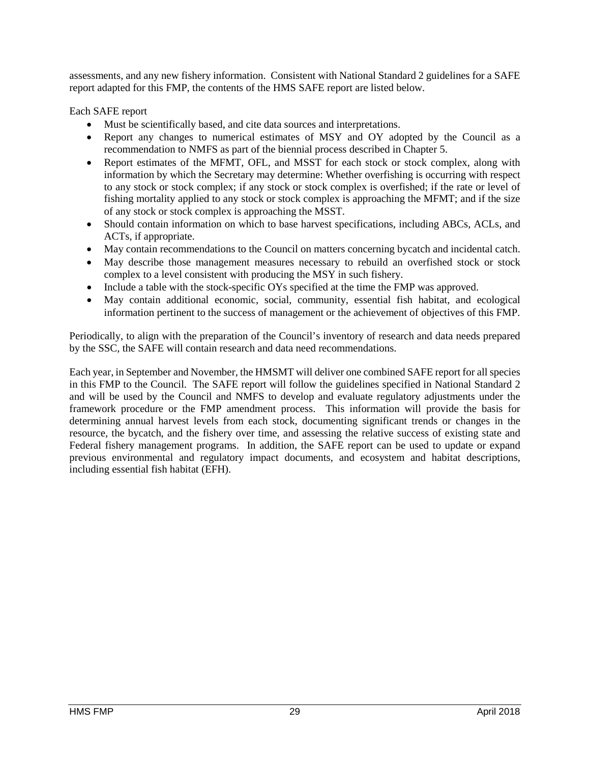assessments, and any new fishery information. Consistent with National Standard 2 guidelines for a SAFE report adapted for this FMP, the contents of the HMS SAFE report are listed below.

Each SAFE report

- Must be scientifically based, and cite data sources and interpretations.
- Report any changes to numerical estimates of MSY and OY adopted by the Council as a recommendation to NMFS as part of the biennial process described in Chapter 5.
- Report estimates of the MFMT, OFL, and MSST for each stock or stock complex, along with information by which the Secretary may determine: Whether overfishing is occurring with respect to any stock or stock complex; if any stock or stock complex is overfished; if the rate or level of fishing mortality applied to any stock or stock complex is approaching the MFMT; and if the size of any stock or stock complex is approaching the MSST.
- Should contain information on which to base harvest specifications, including ABCs, ACLs, and ACTs, if appropriate.
- May contain recommendations to the Council on matters concerning bycatch and incidental catch.
- May describe those management measures necessary to rebuild an overfished stock or stock complex to a level consistent with producing the MSY in such fishery.
- Include a table with the stock-specific OYs specified at the time the FMP was approved.
- May contain additional economic, social, community, essential fish habitat, and ecological information pertinent to the success of management or the achievement of objectives of this FMP.

Periodically, to align with the preparation of the Council's inventory of research and data needs prepared by the SSC, the SAFE will contain research and data need recommendations.

Each year, in September and November, the HMSMT will deliver one combined SAFE report for all species in this FMP to the Council. The SAFE report will follow the guidelines specified in National Standard 2 and will be used by the Council and NMFS to develop and evaluate regulatory adjustments under the framework procedure or the FMP amendment process. This information will provide the basis for determining annual harvest levels from each stock, documenting significant trends or changes in the resource, the bycatch, and the fishery over time, and assessing the relative success of existing state and Federal fishery management programs. In addition, the SAFE report can be used to update or expand previous environmental and regulatory impact documents, and ecosystem and habitat descriptions, including essential fish habitat (EFH).